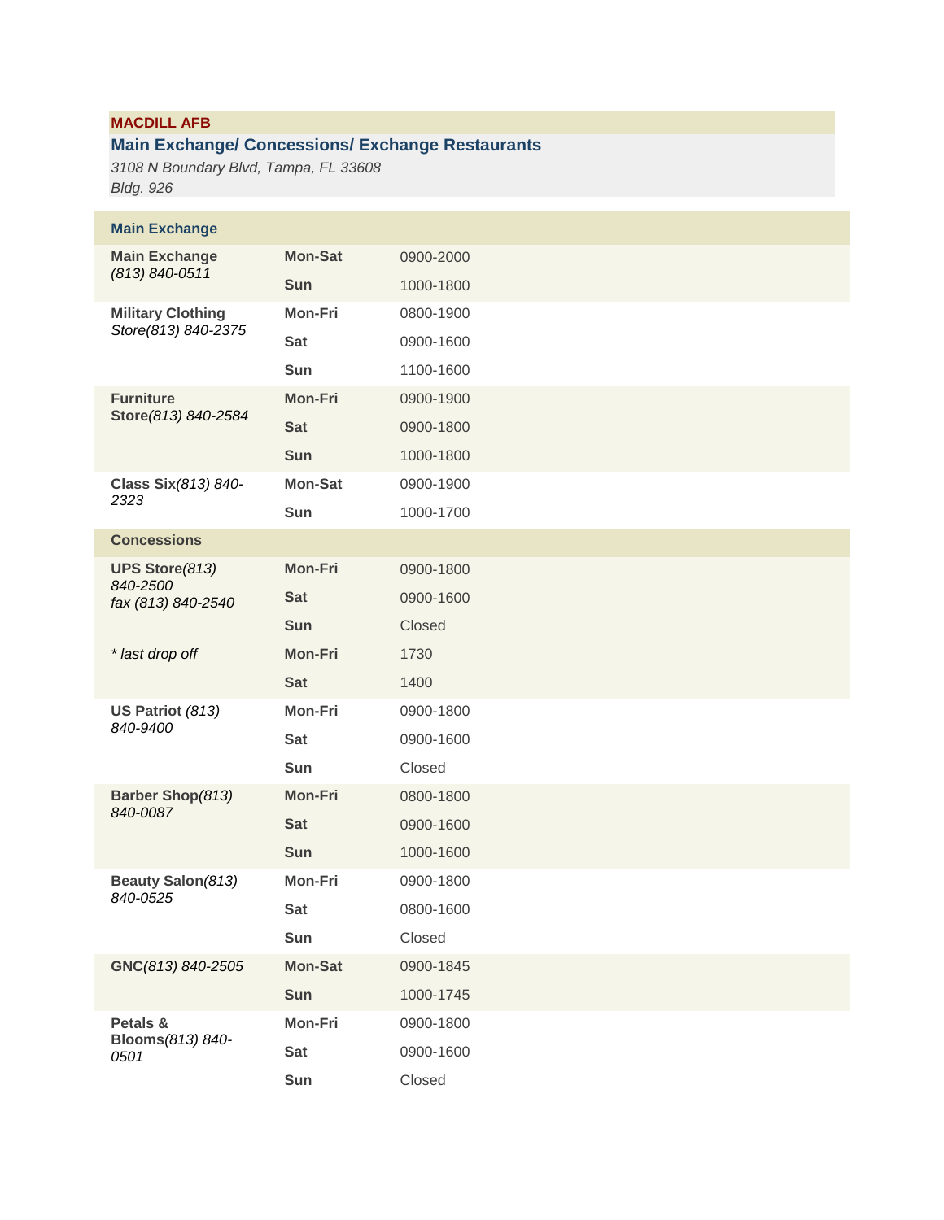**MACDILL AFB**

## Main Exchange/ Concessions/ Exchange Restaurants

*3108 N Boundary Blvd, Tampa, FL 33608*
*Bldg. 926*

| Main Exchange | | |
|---|---|---|
| **Main Exchange** *(813) 840-0511* | **Mon-Sat** | 0900-2000 |
| | **Sun** | 1000-1800 |
| **Military Clothing** *Store(813) 840-2375* | **Mon-Fri** | 0800-1900 |
| | **Sat** | 0900-1600 |
| | **Sun** | 1100-1600 |
| **Furniture Store***(813) 840-2584* | **Mon-Fri** | 0900-1900 |
| | **Sat** | 0900-1800 |
| | **Sun** | 1000-1800 |
| **Class Six***(813) 840-2323* | **Mon-Sat** | 0900-1900 |
| | **Sun** | 1000-1700 |
| **Concessions** | | |
| **UPS Store***(813) 840-2500* *fax (813) 840-2540* | **Mon-Fri** | 0900-1800 |
| | **Sat** | 0900-1600 |
| | **Sun** | Closed |
| *\* last drop off* | **Mon-Fri** | 1730 |
| | **Sat** | 1400 |
| **US Patriot** *(813) 840-9400* | **Mon-Fri** | 0900-1800 |
| | **Sat** | 0900-1600 |
| | **Sun** | Closed |
| **Barber Shop***(813) 840-0087* | **Mon-Fri** | 0800-1800 |
| | **Sat** | 0900-1600 |
| | **Sun** | 1000-1600 |
| **Beauty Salon***(813) 840-0525* | **Mon-Fri** | 0900-1800 |
| | **Sat** | 0800-1600 |
| | **Sun** | Closed |
| **GNC***(813) 840-2505* | **Mon-Sat** | 0900-1845 |
| | **Sun** | 1000-1745 |
| **Petals & Blooms***(813) 840-0501* | **Mon-Fri** | 0900-1800 |
| | **Sat** | 0900-1600 |
| | **Sun** | Closed |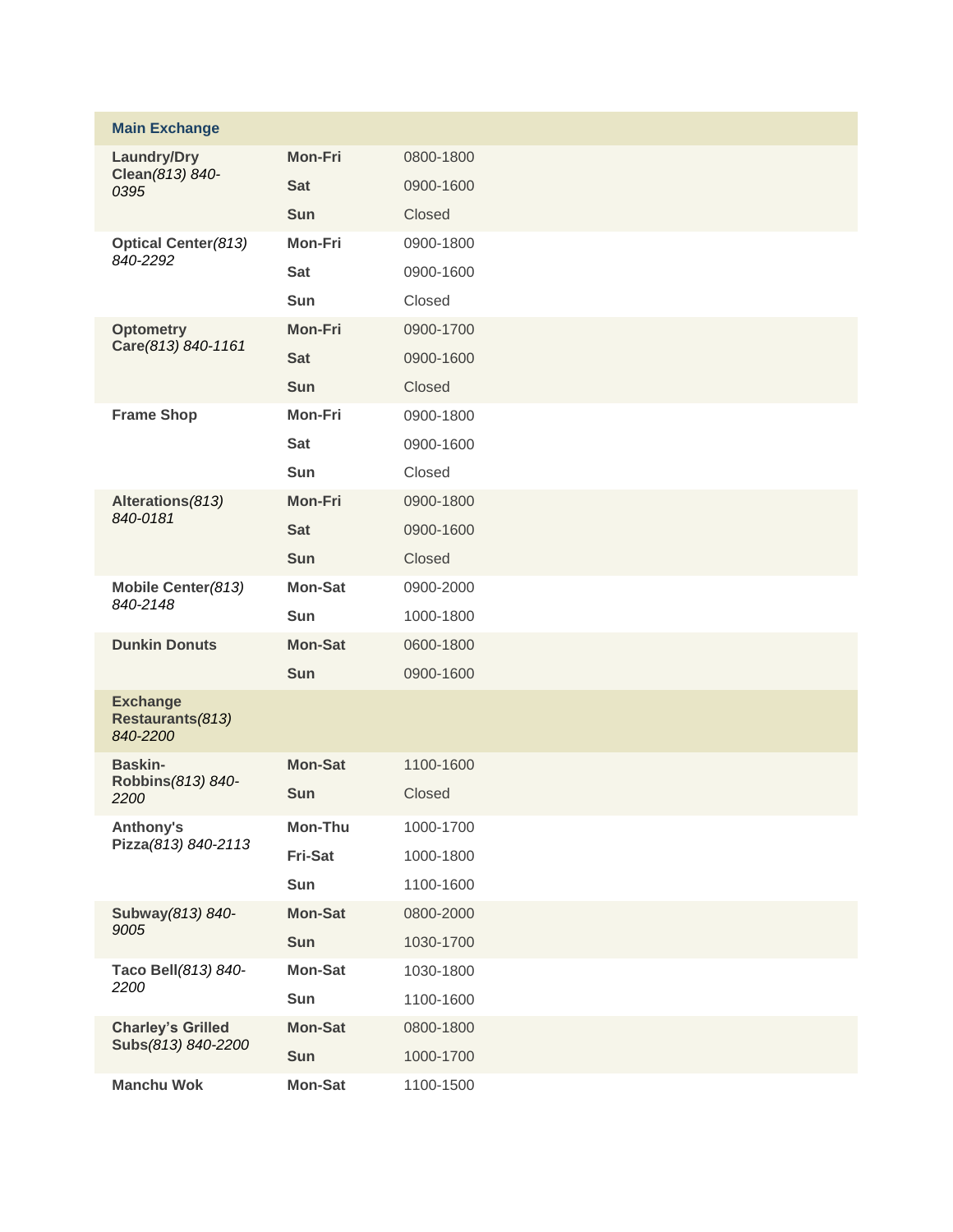| **Main Exchange** | | |
|---|---|---|
| **Laundry/Dry Clean***(813) 840-0395* | **Mon-Fri** | 0800-1800 |
| | **Sat** | 0900-1600 |
| | **Sun** | Closed |
| **Optical Center***(813) 840-2292* | **Mon-Fri** | 0900-1800 |
| | **Sat** | 0900-1600 |
| | **Sun** | Closed |
| **Optometry Care***(813) 840-1161* | **Mon-Fri** | 0900-1700 |
| | **Sat** | 0900-1600 |
| | **Sun** | Closed |
| **Frame Shop** | **Mon-Fri** | 0900-1800 |
| | **Sat** | 0900-1600 |
| | **Sun** | Closed |
| **Alterations***(813) 840-0181* | **Mon-Fri** | 0900-1800 |
| | **Sat** | 0900-1600 |
| | **Sun** | Closed |
| **Mobile Center***(813) 840-2148* | **Mon-Sat** | 0900-2000 |
| | **Sun** | 1000-1800 |
| **Dunkin Donuts** | **Mon-Sat** | 0600-1800 |
| | **Sun** | 0900-1600 |
| **Exchange Restaurants***(813) 840-2200* | | |
| **Baskin-Robbins***(813) 840-2200* | **Mon-Sat** | 1100-1600 |
| | **Sun** | Closed |
| **Anthony's Pizza***(813) 840-2113* | **Mon-Thu** | 1000-1700 |
| | **Fri-Sat** | 1000-1800 |
| | **Sun** | 1100-1600 |
| **Subway***(813) 840-9005* | **Mon-Sat** | 0800-2000 |
| | **Sun** | 1030-1700 |
| **Taco Bell***(813) 840-2200* | **Mon-Sat** | 1030-1800 |
| | **Sun** | 1100-1600 |
| **Charley's Grilled Subs***(813) 840-2200* | **Mon-Sat** | 0800-1800 |
| | **Sun** | 1000-1700 |
| **Manchu Wok** | **Mon-Sat** | 1100-1500 |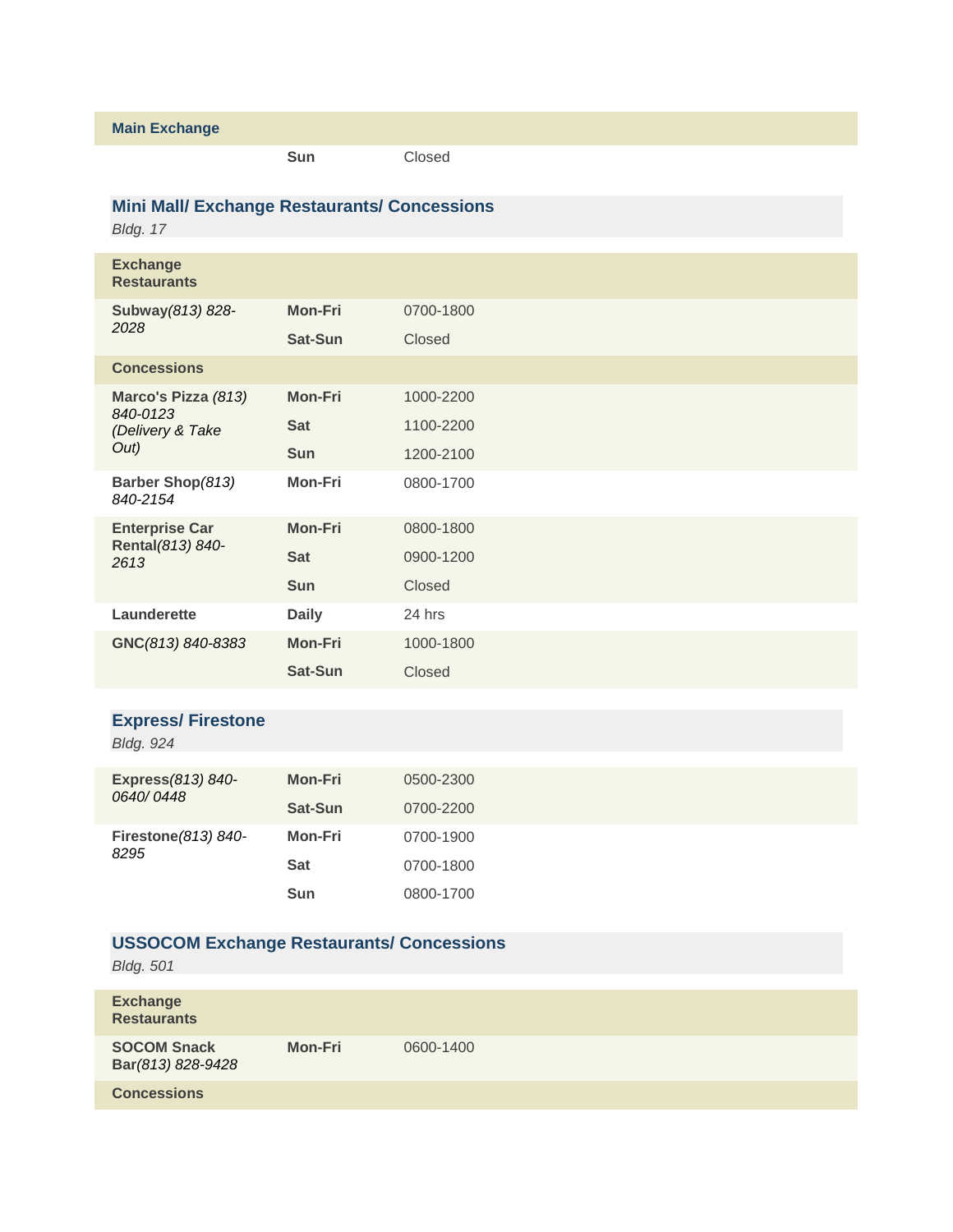| Main Exchange | | |
|---|---|---|
| | **Sun** | Closed |

## Mini Mall/ Exchange Restaurants/ Concessions

*Bldg. 17*

| **Exchange Restaurants** | | |
|---|---|---|
| **Subway***(813) 828-2028* | **Mon-Fri** | 0700-1800 |
| | **Sat-Sun** | Closed |
| **Concessions** | | |
| **Marco's Pizza** *(813) 840-0123 (Delivery & Take Out)* | **Mon-Fri** | 1000-2200 |
| | **Sat** | 1100-2200 |
| | **Sun** | 1200-2100 |
| **Barber Shop***(813) 840-2154* | **Mon-Fri** | 0800-1700 |
| **Enterprise Car Rental***(813) 840-2613* | **Mon-Fri** | 0800-1800 |
| | **Sat** | 0900-1200 |
| | **Sun** | Closed |
| **Launderette** | **Daily** | 24 hrs |
| **GNC***(813) 840-8383* | **Mon-Fri** | 1000-1800 |
| | **Sat-Sun** | Closed |

## Express/ Firestone

*Bldg. 924*

| | | |
|---|---|---|
| **Express***(813) 840-0640/ 0448* | **Mon-Fri** | 0500-2300 |
| | **Sat-Sun** | 0700-2200 |
| **Firestone***(813) 840-8295* | **Mon-Fri** | 0700-1900 |
| | **Sat** | 0700-1800 |
| | **Sun** | 0800-1700 |

## USSOCOM Exchange Restaurants/ Concessions

*Bldg. 501*

| **Exchange Restaurants** | | |
|---|---|---|
| **SOCOM Snack Bar***(813) 828-9428* | **Mon-Fri** | 0600-1400 |
| **Concessions** | | |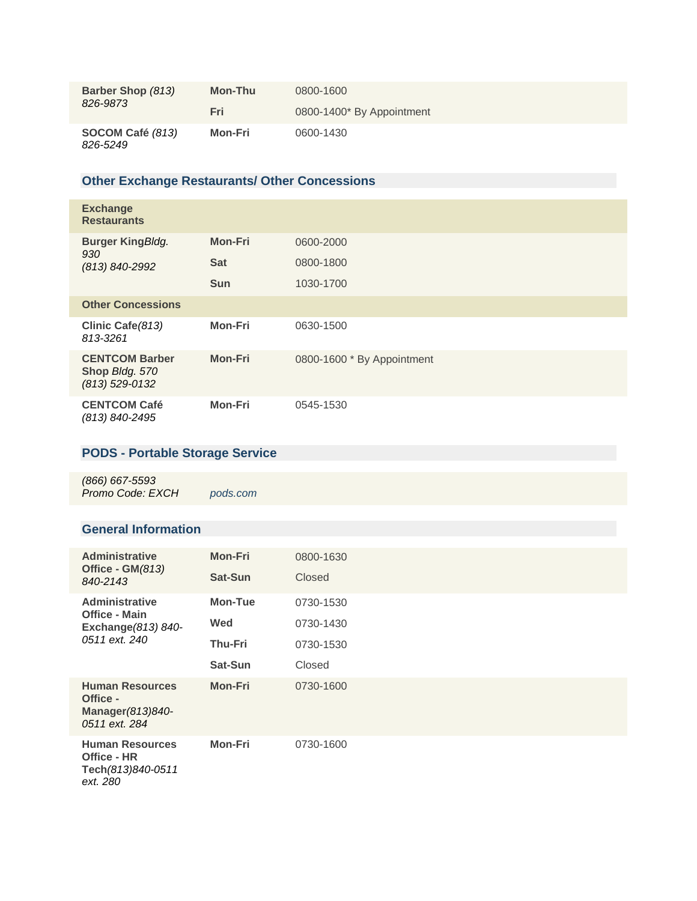| | | |
|---|---|---|
| **Barber Shop** *(813) 826-9873* | **Mon-Thu** | 0800-1600 |
| | **Fri** | 0800-1400* By Appointment |
| **SOCOM Café** *(813) 826-5249* | **Mon-Fri** | 0600-1430 |

## Other Exchange Restaurants/ Other Concessions

| | | |
|---|---|---|
| **Exchange Restaurants** | | |
| **Burger King***Bldg. 930* *(813) 840-2992* | **Mon-Fri** | 0600-2000 |
| | **Sat** | 0800-1800 |
| | **Sun** | 1030-1700 |
| **Other Concessions** | | |
| **Clinic Cafe***(813) 813-3261* | **Mon-Fri** | 0630-1500 |
| **CENTCOM Barber Shop** *Bldg. 570* *(813) 529-0132* | **Mon-Fri** | 0800-1600 * By Appointment |
| **CENTCOM Café** *(813) 840-2495* | **Mon-Fri** | 0545-1530 |

## PODS - Portable Storage Service

| | |
|---|---|
| *(866) 667-5593* *Promo Code: EXCH* | *pods.com* |

## General Information

| | | |
|---|---|---|
| **Administrative Office - GM***(813) 840-2143* | **Mon-Fri** | 0800-1630 |
| | **Sat-Sun** | Closed |
| **Administrative Office - Main Exchange***(813) 840-0511 ext. 240* | **Mon-Tue** | 0730-1530 |
| | **Wed** | 0730-1430 |
| | **Thu-Fri** | 0730-1530 |
| | **Sat-Sun** | Closed |
| **Human Resources Office - Manager***(813)840-0511 ext. 284* | **Mon-Fri** | 0730-1600 |
| **Human Resources Office - HR Tech***(813)840-0511 ext. 280* | **Mon-Fri** | 0730-1600 |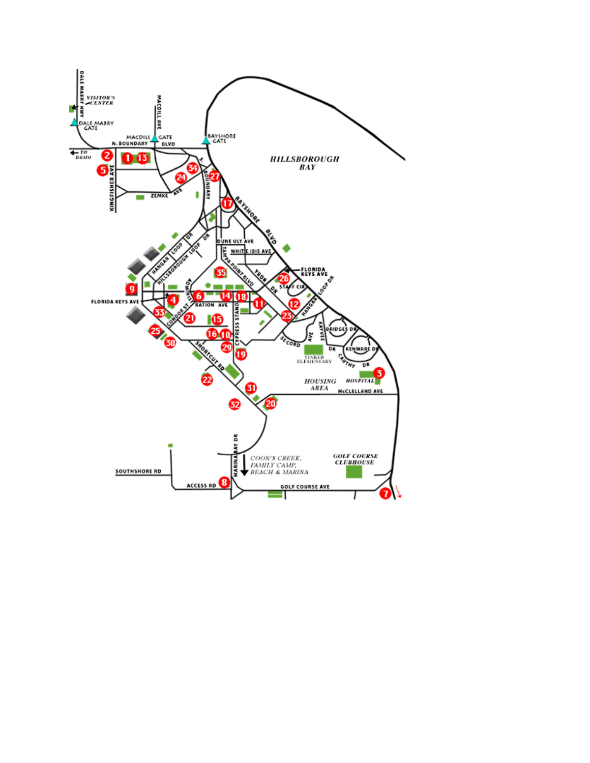DALE MABRY HWY

VISITOR'S CENTER

DALE MABRY GATE

MACDILL AVE

MACDILL GATE

BAYSHORE GATE

N. BOUNDARY BLVD

TO DRMO

HILLSBOROUGH BAY

KINGFISHER AVE

ZEMKE AVE

S. BOUNDARY

BAYSHORE BLVD

DUNE ULY AVE

WHITE IBIS AVE

TAMPA POINT BLVD

YBOR DR

FLORIDA KEYS AVE

STAFF CIR

LOOP DR

HANGAR LOOP DR

HILLSBOROUGH LOOP DR

ADMINISTRATION AVE

CONDOR ST

CYPRESS STAND

HANGAR

KAYVEE

SECORD AVE

BRIDGES DR

KENWARE DR

CARTHY DR

TINKER ELEMENTARY

SHORTCUT RD

HOUSING AREA

HOSPITAL

McCLELLAND AVE

MARINA BAY DR

COON'S CREEK, FAMILY CAMP, BEACH & MARINA

GOLF COURSE CLUBHOUSE

SOUTHSHORE RD

ACCESS RD

GOLF COURSE AVE

1, 2, 3, 4, 5, 6, 7, 8, 9, 10, 11, 12, 13, 14, 15, 16, 17, 18, 19, 20, 21, 22, 23, 24, 25, 26, 27, 29, 30, 31, 32, 33, 34, 35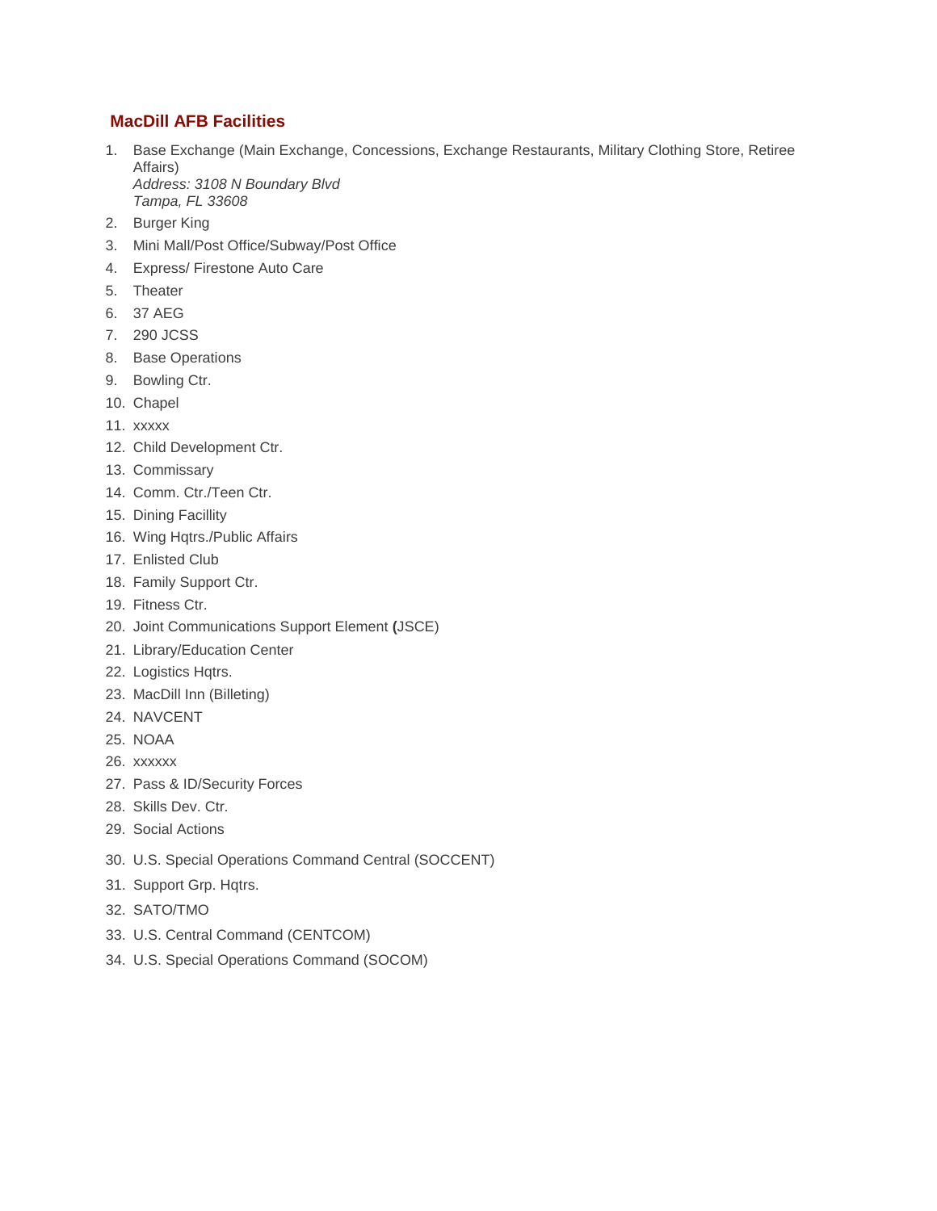## MacDill AFB Facilities

1. Base Exchange (Main Exchange, Concessions, Exchange Restaurants, Military Clothing Store, Retiree Affairs)
   *Address: 3108 N Boundary Blvd*
   *Tampa, FL 33608*
2. Burger King
3. Mini Mall/Post Office/Subway/Post Office
4. Express/ Firestone Auto Care
5. Theater
6. 37 AEG
7. 290 JCSS
8. Base Operations
9. Bowling Ctr.
10. Chapel
11. xxxxx
12. Child Development Ctr.
13. Commissary
14. Comm. Ctr./Teen Ctr.
15. Dining Facillity
16. Wing Hqtrs./Public Affairs
17. Enlisted Club
18. Family Support Ctr.
19. Fitness Ctr.
20. Joint Communications Support Element **(**JSCE)
21. Library/Education Center
22. Logistics Hqtrs.
23. MacDill Inn (Billeting)
24. NAVCENT
25. NOAA
26. xxxxxx
27. Pass & ID/Security Forces
28. Skills Dev. Ctr.
29. Social Actions
30. U.S. Special Operations Command Central (SOCCENT)
31. Support Grp. Hqtrs.
32. SATO/TMO
33. U.S. Central Command (CENTCOM)
34. U.S. Special Operations Command (SOCOM)